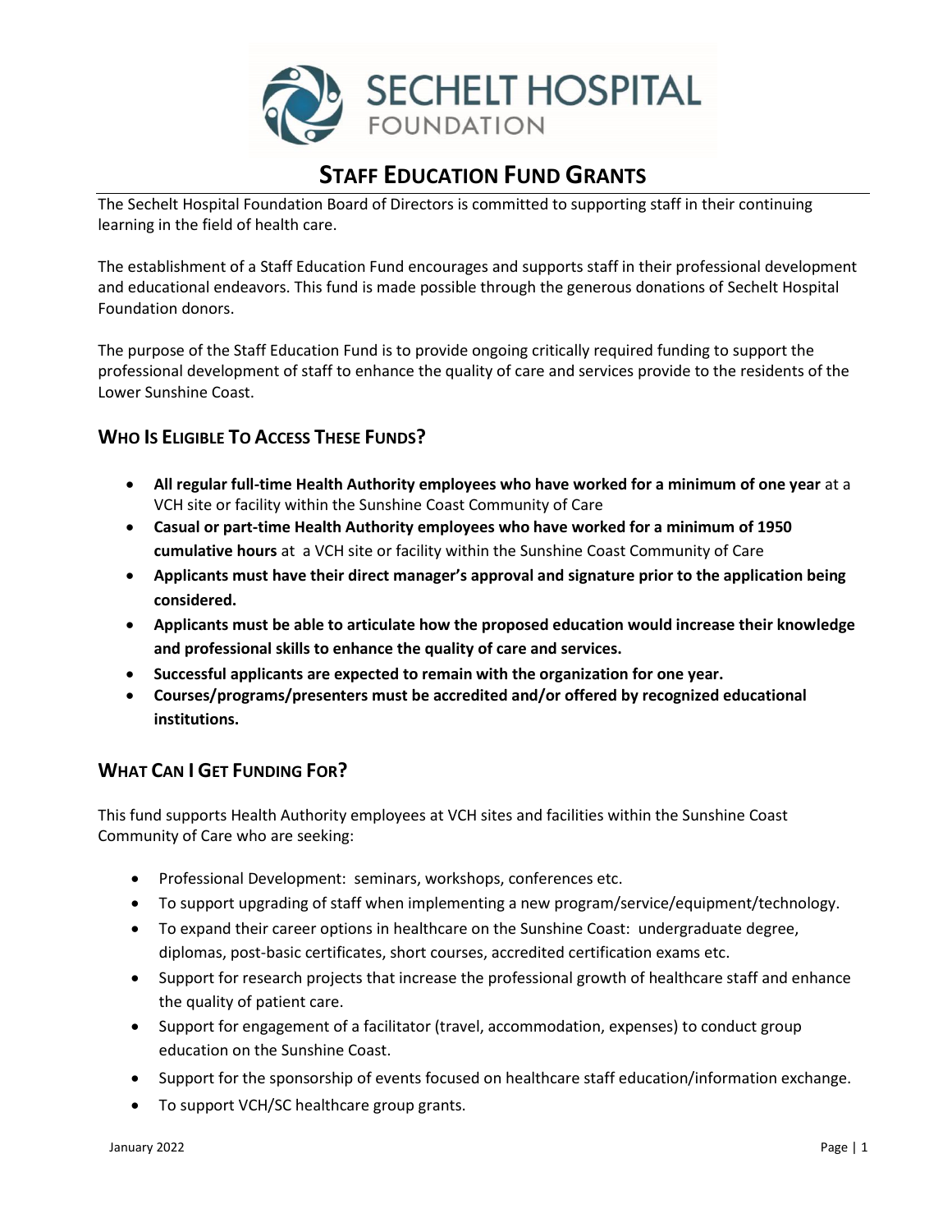# STAFF EDUCATION FUND GRANTS

The Sechelt Hospital Foundation Board of Directors is committed to supporting staff in their continuing learning in the field of health care.

The establishment of a Staff Education Fund encourages and supports staff in their professional development and educational endeavors. This fund is made possible through the generous donations of Sechelt Hospital Foundation donors.

The purpose of the Staff Education Fund is to provide ongoing critically required funding to support the professional development of staff to enhance the quality of care and services provide to the residents of the Lower Sunshine Coast.

## WHO IS ELIGIBLE TO ACCESS THESE FUNDS?

- **All regular full-time Health Authority employees who have worked for a minimum of one year** at a VCH site or facility within the Sunshine Coast Community of Care
- **Casual or part-time Health Authority employees who have worked for a minimum of 1950 cumulative hours** at a VCH site or facility within the Sunshine Coast Community of Care
- **Applicants must have their direct manager's approval and signature prior to the application being considered.**
- **Applicants must be able to articulate how the proposed education would increase their knowledge and professional skills to enhance the quality of care and services.**
- **Successful applicants are expected to remain with the organization for one year.**
- **Courses/programs/presenters must be accredited and/or offered by recognized educational institutions.**

## WHAT CAN I GET FUNDING FOR?

This fund supports Health Authority employees at VCH sites and facilities within the Sunshine Coast Community of Care who are seeking:

- Professional Development: seminars, workshops, conferences etc.
- To support upgrading of staff when implementing a new program/service/equipment/technology.
- To expand their career options in healthcare on the Sunshine Coast: undergraduate degree, diplomas, post-basic certificates, short courses, accredited certification exams etc.
- Support for research projects that increase the professional growth of healthcare staff and enhance the quality of patient care.
- Support for engagement of a facilitator (travel, accommodation, expenses) to conduct group education on the Sunshine Coast.
- Support for the sponsorship of events focused on healthcare staff education/information exchange.
- To support VCH/SC healthcare group grants.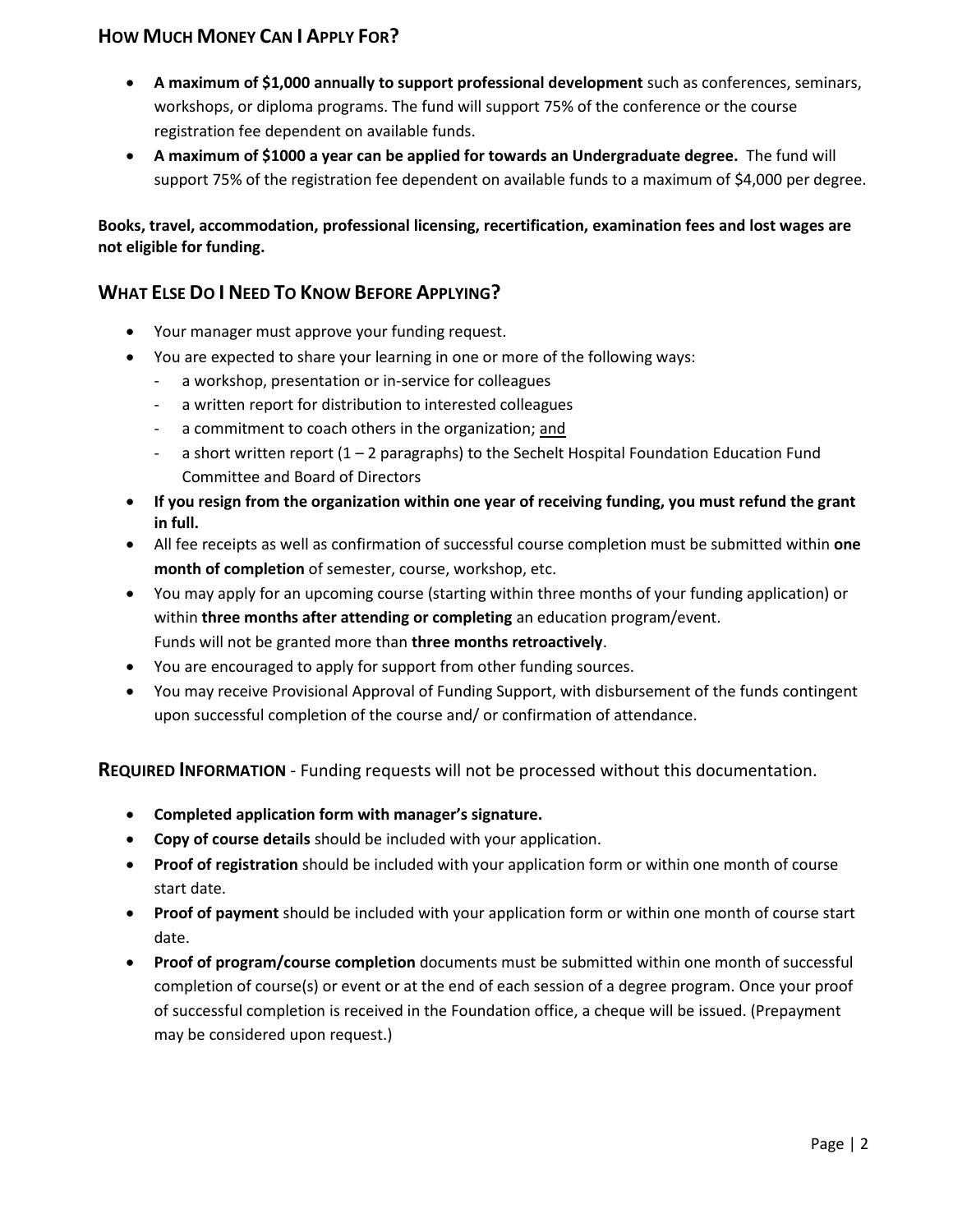## How Much Money Can I Apply For?

- **A maximum of $1,000 annually to support professional development** such as conferences, seminars, workshops, or diploma programs. The fund will support 75% of the conference or the course registration fee dependent on available funds.
- **A maximum of $1000 a year can be applied for towards an Undergraduate degree.** The fund will support 75% of the registration fee dependent on available funds to a maximum of $4,000 per degree.

**Books, travel, accommodation, professional licensing, recertification, examination fees and lost wages are not eligible for funding.**

## What Else Do I Need To Know Before Applying?

- Your manager must approve your funding request.
- You are expected to share your learning in one or more of the following ways:
  - a workshop, presentation or in-service for colleagues
  - a written report for distribution to interested colleagues
  - a commitment to coach others in the organization; <u>and</u>
  - a short written report (1 – 2 paragraphs) to the Sechelt Hospital Foundation Education Fund Committee and Board of Directors
- **If you resign from the organization within one year of receiving funding, you must refund the grant in full.**
- All fee receipts as well as confirmation of successful course completion must be submitted within **one month of completion** of semester, course, workshop, etc.
- You may apply for an upcoming course (starting within three months of your funding application) or within **three months after attending or completing** an education program/event.
  Funds will not be granted more than **three months retroactively**.
- You are encouraged to apply for support from other funding sources.
- You may receive Provisional Approval of Funding Support, with disbursement of the funds contingent upon successful completion of the course and/ or confirmation of attendance.

## Required Information - Funding requests will not be processed without this documentation.

- **Completed application form with manager's signature.**
- **Copy of course details** should be included with your application.
- **Proof of registration** should be included with your application form or within one month of course start date.
- **Proof of payment** should be included with your application form or within one month of course start date.
- **Proof of program/course completion** documents must be submitted within one month of successful completion of course(s) or event or at the end of each session of a degree program. Once your proof of successful completion is received in the Foundation office, a cheque will be issued. (Prepayment may be considered upon request.)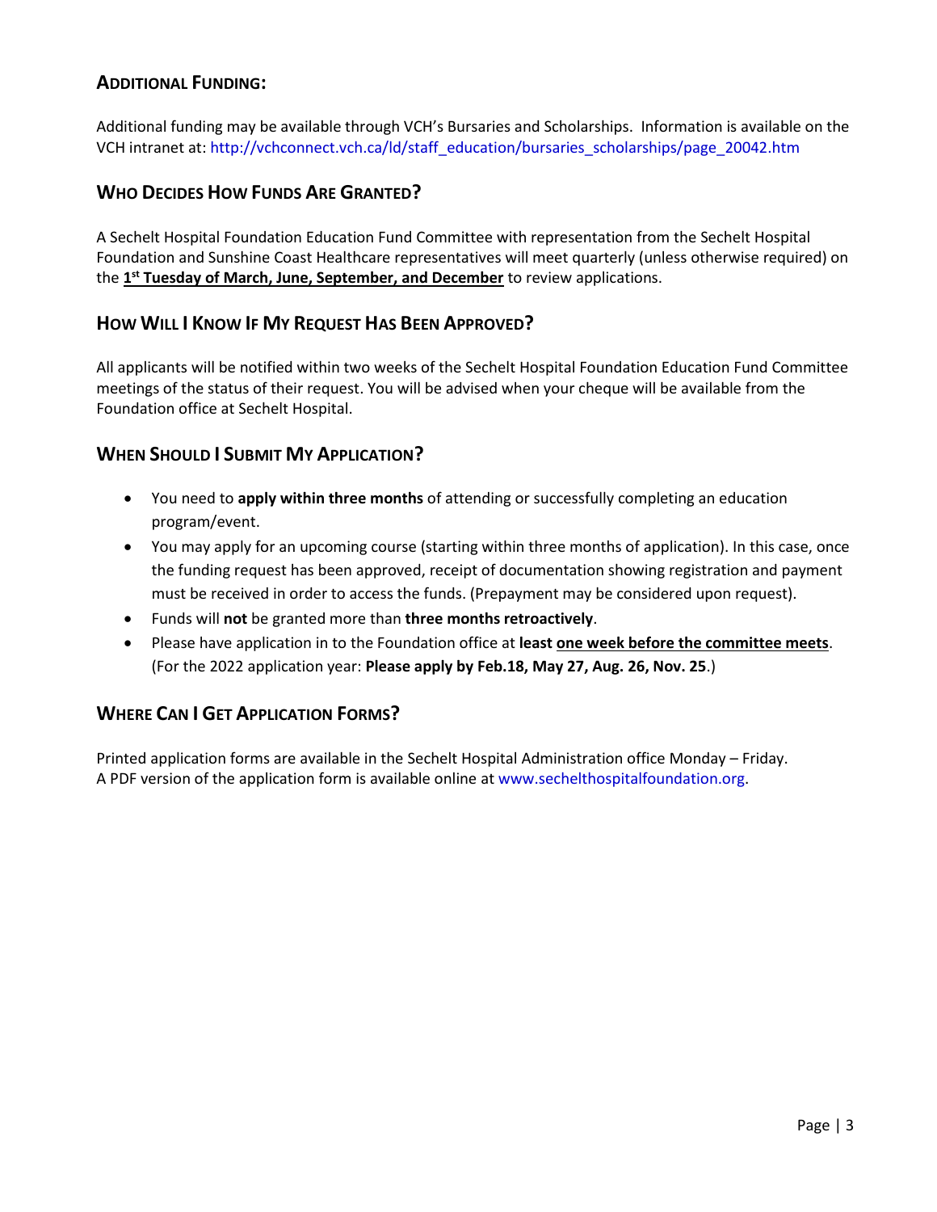## ADDITIONAL FUNDING:

Additional funding may be available through VCH's Bursaries and Scholarships. Information is available on the VCH intranet at: http://vchconnect.vch.ca/ld/staff_education/bursaries_scholarships/page_20042.htm

## WHO DECIDES HOW FUNDS ARE GRANTED?

A Sechelt Hospital Foundation Education Fund Committee with representation from the Sechelt Hospital Foundation and Sunshine Coast Healthcare representatives will meet quarterly (unless otherwise required) on the **1st Tuesday of March, June, September, and December** to review applications.

## HOW WILL I KNOW IF MY REQUEST HAS BEEN APPROVED?

All applicants will be notified within two weeks of the Sechelt Hospital Foundation Education Fund Committee meetings of the status of their request. You will be advised when your cheque will be available from the Foundation office at Sechelt Hospital.

## WHEN SHOULD I SUBMIT MY APPLICATION?

- You need to **apply within three months** of attending or successfully completing an education program/event.
- You may apply for an upcoming course (starting within three months of application). In this case, once the funding request has been approved, receipt of documentation showing registration and payment must be received in order to access the funds. (Prepayment may be considered upon request).
- Funds will **not** be granted more than **three months retroactively**.
- Please have application in to the Foundation office at **least one week before the committee meets**. (For the 2022 application year: **Please apply by Feb.18, May 27, Aug. 26, Nov. 25**.)

## WHERE CAN I GET APPLICATION FORMS?

Printed application forms are available in the Sechelt Hospital Administration office Monday – Friday.
A PDF version of the application form is available online at www.sechelthospitalfoundation.org.